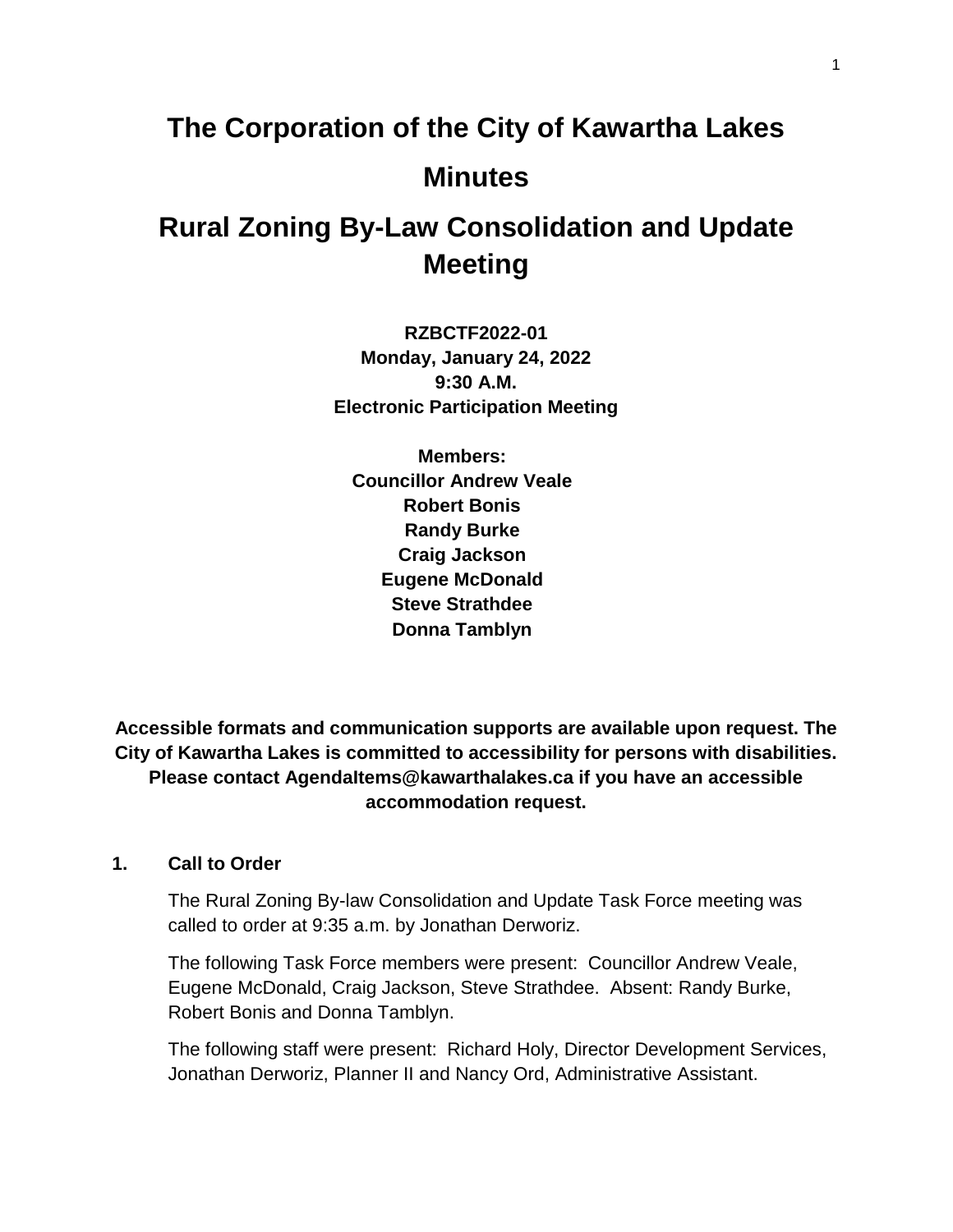# The Corporation of the City of Kawartha Lakes

# Minutes

# Rural Zoning By-Law Consolidation and Update Meeting

**RZBCTF2022-01**
**Monday, January 24, 2022**
**9:30 A.M.**
**Electronic Participation Meeting**

**Members:**
**Councillor Andrew Veale**
**Robert Bonis**
**Randy Burke**
**Craig Jackson**
**Eugene McDonald**
**Steve Strathdee**
**Donna Tamblyn**

**Accessible formats and communication supports are available upon request. The City of Kawartha Lakes is committed to accessibility for persons with disabilities. Please contact AgendaItems@kawarthalakes.ca if you have an accessible accommodation request.**

## 1. Call to Order

The Rural Zoning By-law Consolidation and Update Task Force meeting was called to order at 9:35 a.m. by Jonathan Derworiz.

The following Task Force members were present: Councillor Andrew Veale, Eugene McDonald, Craig Jackson, Steve Strathdee. Absent: Randy Burke, Robert Bonis and Donna Tamblyn.

The following staff were present: Richard Holy, Director Development Services, Jonathan Derworiz, Planner II and Nancy Ord, Administrative Assistant.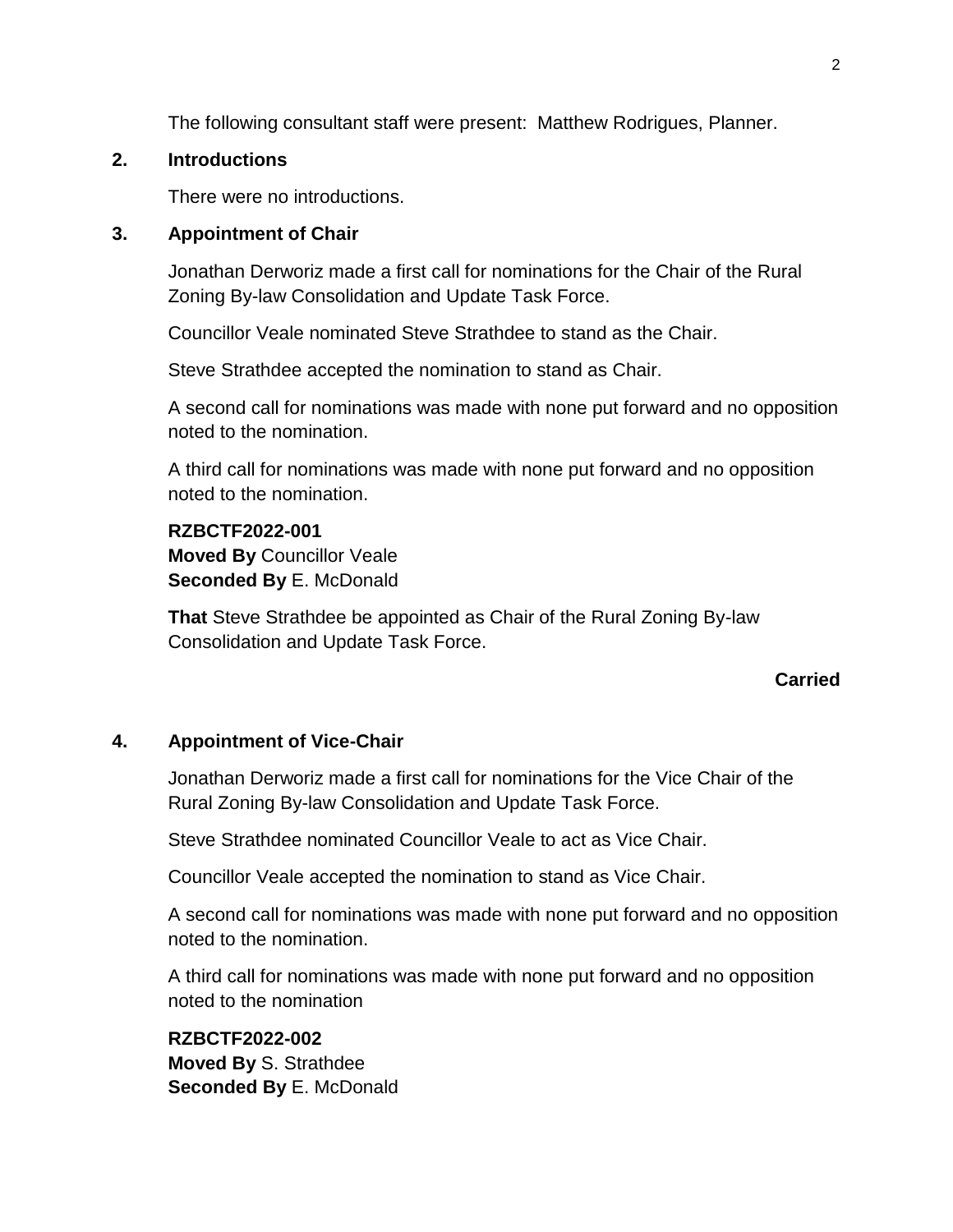The following consultant staff were present: Matthew Rodrigues, Planner.

## 2. Introductions

There were no introductions.

## 3. Appointment of Chair

Jonathan Derworiz made a first call for nominations for the Chair of the Rural Zoning By-law Consolidation and Update Task Force.

Councillor Veale nominated Steve Strathdee to stand as the Chair.

Steve Strathdee accepted the nomination to stand as Chair.

A second call for nominations was made with none put forward and no opposition noted to the nomination.

A third call for nominations was made with none put forward and no opposition noted to the nomination.

**RZBCTF2022-001**
**Moved By** Councillor Veale
**Seconded By** E. McDonald

**That** Steve Strathdee be appointed as Chair of the Rural Zoning By-law Consolidation and Update Task Force.

**Carried**

## 4. Appointment of Vice-Chair

Jonathan Derworiz made a first call for nominations for the Vice Chair of the Rural Zoning By-law Consolidation and Update Task Force.

Steve Strathdee nominated Councillor Veale to act as Vice Chair.

Councillor Veale accepted the nomination to stand as Vice Chair.

A second call for nominations was made with none put forward and no opposition noted to the nomination.

A third call for nominations was made with none put forward and no opposition noted to the nomination

**RZBCTF2022-002**
**Moved By** S. Strathdee
**Seconded By** E. McDonald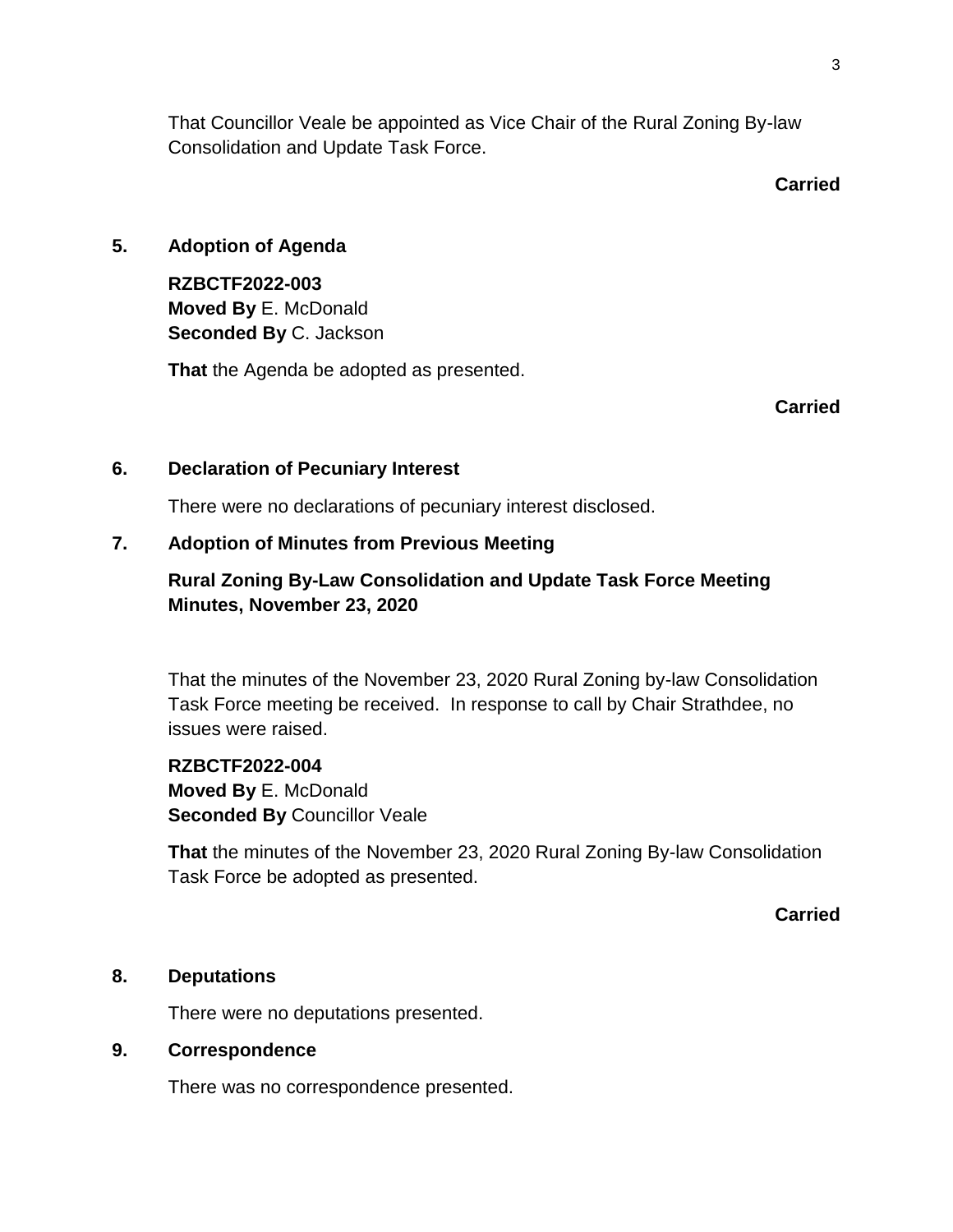That Councillor Veale be appointed as Vice Chair of the Rural Zoning By-law Consolidation and Update Task Force.

**Carried**

## 5. Adoption of Agenda

**RZBCTF2022-003**
**Moved By** E. McDonald
**Seconded By** C. Jackson

**That** the Agenda be adopted as presented.

**Carried**

## 6. Declaration of Pecuniary Interest

There were no declarations of pecuniary interest disclosed.

## 7. Adoption of Minutes from Previous Meeting

### Rural Zoning By-Law Consolidation and Update Task Force Meeting Minutes, November 23, 2020

That the minutes of the November 23, 2020 Rural Zoning by-law Consolidation Task Force meeting be received. In response to call by Chair Strathdee, no issues were raised.

**RZBCTF2022-004**
**Moved By** E. McDonald
**Seconded By** Councillor Veale

**That** the minutes of the November 23, 2020 Rural Zoning By-law Consolidation Task Force be adopted as presented.

**Carried**

## 8. Deputations

There were no deputations presented.

## 9. Correspondence

There was no correspondence presented.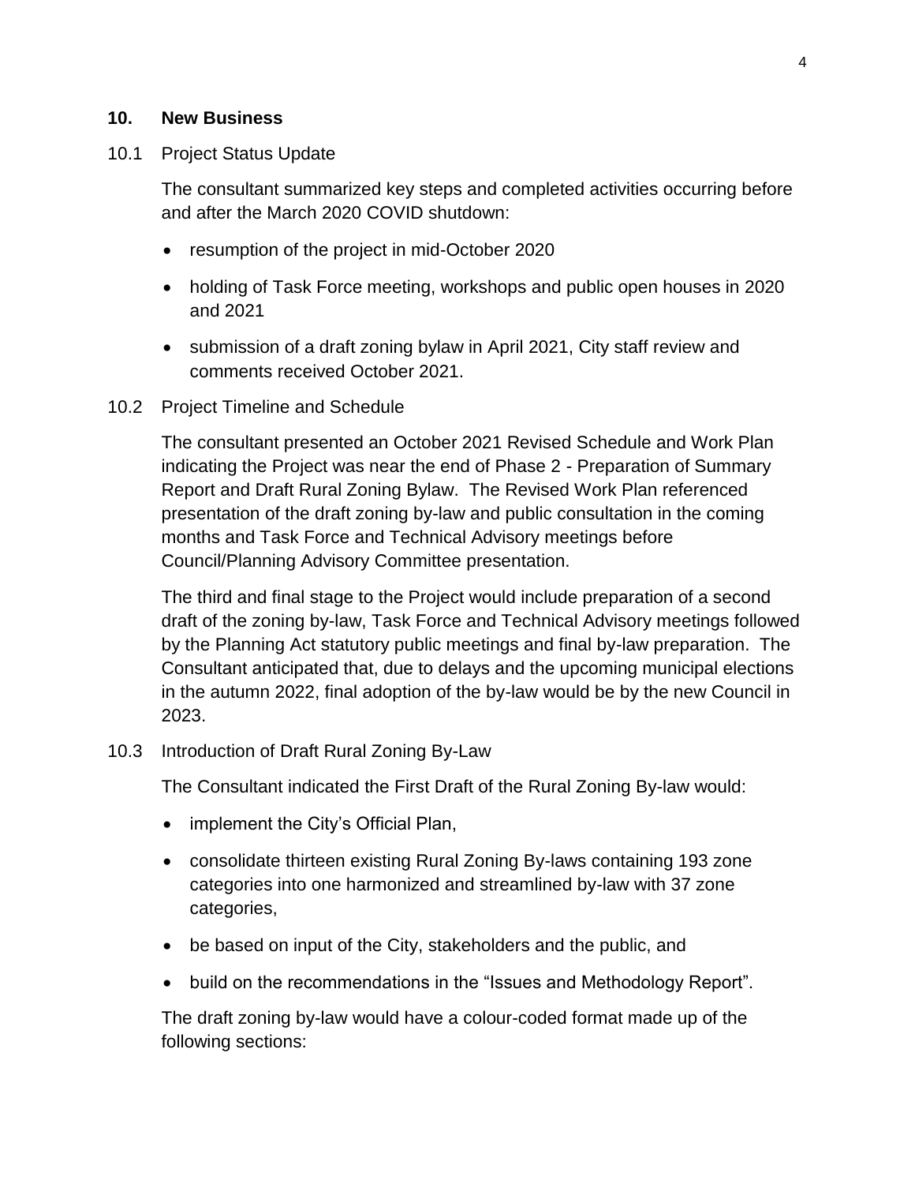## 10. New Business

10.1 Project Status Update

The consultant summarized key steps and completed activities occurring before and after the March 2020 COVID shutdown:

- resumption of the project in mid-October 2020
- holding of Task Force meeting, workshops and public open houses in 2020 and 2021
- submission of a draft zoning bylaw in April 2021, City staff review and comments received October 2021.

10.2 Project Timeline and Schedule

The consultant presented an October 2021 Revised Schedule and Work Plan indicating the Project was near the end of Phase 2 - Preparation of Summary Report and Draft Rural Zoning Bylaw. The Revised Work Plan referenced presentation of the draft zoning by-law and public consultation in the coming months and Task Force and Technical Advisory meetings before Council/Planning Advisory Committee presentation.

The third and final stage to the Project would include preparation of a second draft of the zoning by-law, Task Force and Technical Advisory meetings followed by the Planning Act statutory public meetings and final by-law preparation. The Consultant anticipated that, due to delays and the upcoming municipal elections in the autumn 2022, final adoption of the by-law would be by the new Council in 2023.

10.3 Introduction of Draft Rural Zoning By-Law

The Consultant indicated the First Draft of the Rural Zoning By-law would:

- implement the City's Official Plan,
- consolidate thirteen existing Rural Zoning By-laws containing 193 zone categories into one harmonized and streamlined by-law with 37 zone categories,
- be based on input of the City, stakeholders and the public, and
- build on the recommendations in the "Issues and Methodology Report".

The draft zoning by-law would have a colour-coded format made up of the following sections: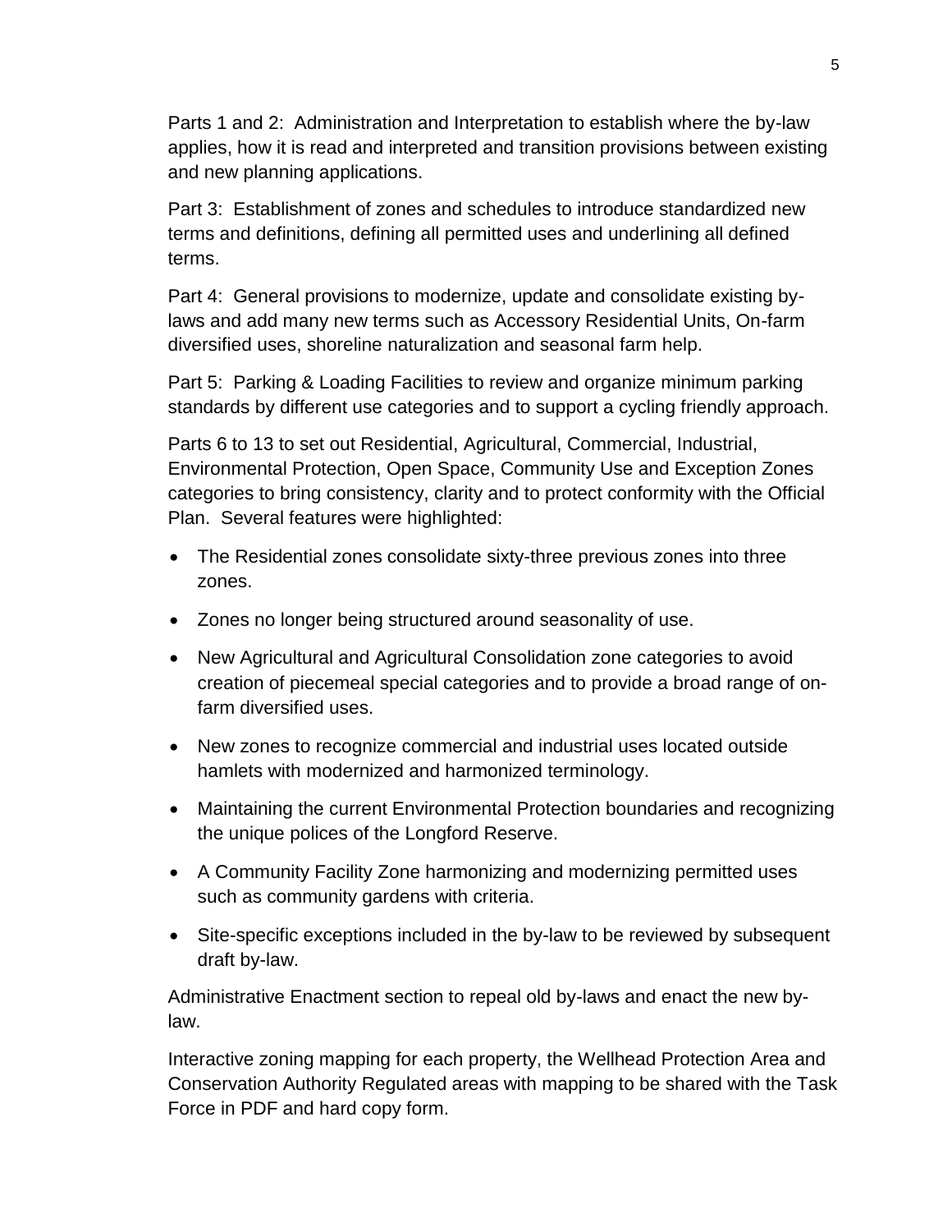Parts 1 and 2: Administration and Interpretation to establish where the by-law applies, how it is read and interpreted and transition provisions between existing and new planning applications.

Part 3: Establishment of zones and schedules to introduce standardized new terms and definitions, defining all permitted uses and underlining all defined terms.

Part 4: General provisions to modernize, update and consolidate existing by-laws and add many new terms such as Accessory Residential Units, On-farm diversified uses, shoreline naturalization and seasonal farm help.

Part 5: Parking & Loading Facilities to review and organize minimum parking standards by different use categories and to support a cycling friendly approach.

Parts 6 to 13 to set out Residential, Agricultural, Commercial, Industrial, Environmental Protection, Open Space, Community Use and Exception Zones categories to bring consistency, clarity and to protect conformity with the Official Plan. Several features were highlighted:

- The Residential zones consolidate sixty-three previous zones into three zones.
- Zones no longer being structured around seasonality of use.
- New Agricultural and Agricultural Consolidation zone categories to avoid creation of piecemeal special categories and to provide a broad range of on-farm diversified uses.
- New zones to recognize commercial and industrial uses located outside hamlets with modernized and harmonized terminology.
- Maintaining the current Environmental Protection boundaries and recognizing the unique polices of the Longford Reserve.
- A Community Facility Zone harmonizing and modernizing permitted uses such as community gardens with criteria.
- Site-specific exceptions included in the by-law to be reviewed by subsequent draft by-law.

Administrative Enactment section to repeal old by-laws and enact the new by-law.

Interactive zoning mapping for each property, the Wellhead Protection Area and Conservation Authority Regulated areas with mapping to be shared with the Task Force in PDF and hard copy form.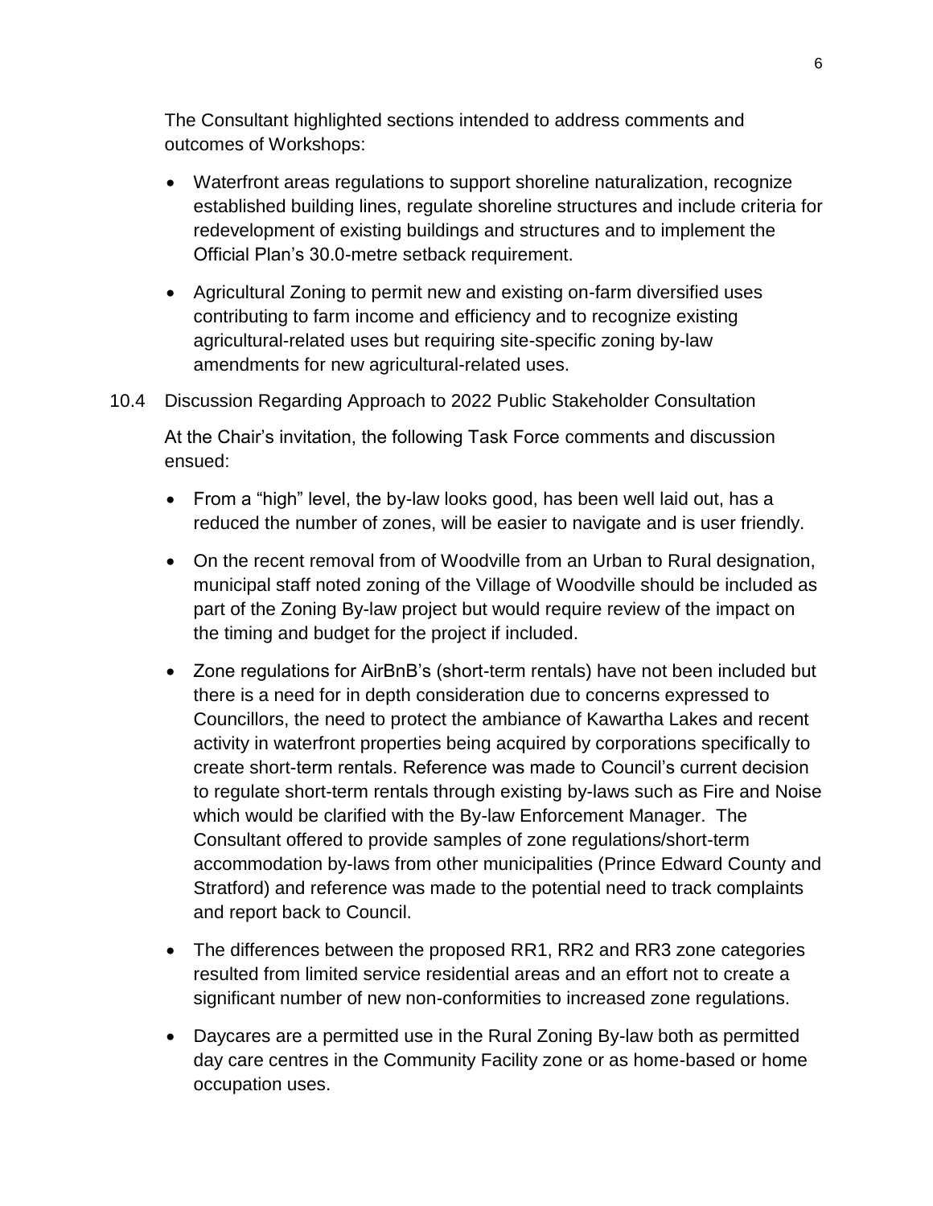The Consultant highlighted sections intended to address comments and outcomes of Workshops:

- Waterfront areas regulations to support shoreline naturalization, recognize established building lines, regulate shoreline structures and include criteria for redevelopment of existing buildings and structures and to implement the Official Plan's 30.0-metre setback requirement.
- Agricultural Zoning to permit new and existing on-farm diversified uses contributing to farm income and efficiency and to recognize existing agricultural-related uses but requiring site-specific zoning by-law amendments for new agricultural-related uses.

10.4 Discussion Regarding Approach to 2022 Public Stakeholder Consultation

At the Chair's invitation, the following Task Force comments and discussion ensued:

- From a "high" level, the by-law looks good, has been well laid out, has a reduced the number of zones, will be easier to navigate and is user friendly.
- On the recent removal from of Woodville from an Urban to Rural designation, municipal staff noted zoning of the Village of Woodville should be included as part of the Zoning By-law project but would require review of the impact on the timing and budget for the project if included.
- Zone regulations for AirBnB's (short-term rentals) have not been included but there is a need for in depth consideration due to concerns expressed to Councillors, the need to protect the ambiance of Kawartha Lakes and recent activity in waterfront properties being acquired by corporations specifically to create short-term rentals. Reference was made to Council's current decision to regulate short-term rentals through existing by-laws such as Fire and Noise which would be clarified with the By-law Enforcement Manager. The Consultant offered to provide samples of zone regulations/short-term accommodation by-laws from other municipalities (Prince Edward County and Stratford) and reference was made to the potential need to track complaints and report back to Council.
- The differences between the proposed RR1, RR2 and RR3 zone categories resulted from limited service residential areas and an effort not to create a significant number of new non-conformities to increased zone regulations.
- Daycares are a permitted use in the Rural Zoning By-law both as permitted day care centres in the Community Facility zone or as home-based or home occupation uses.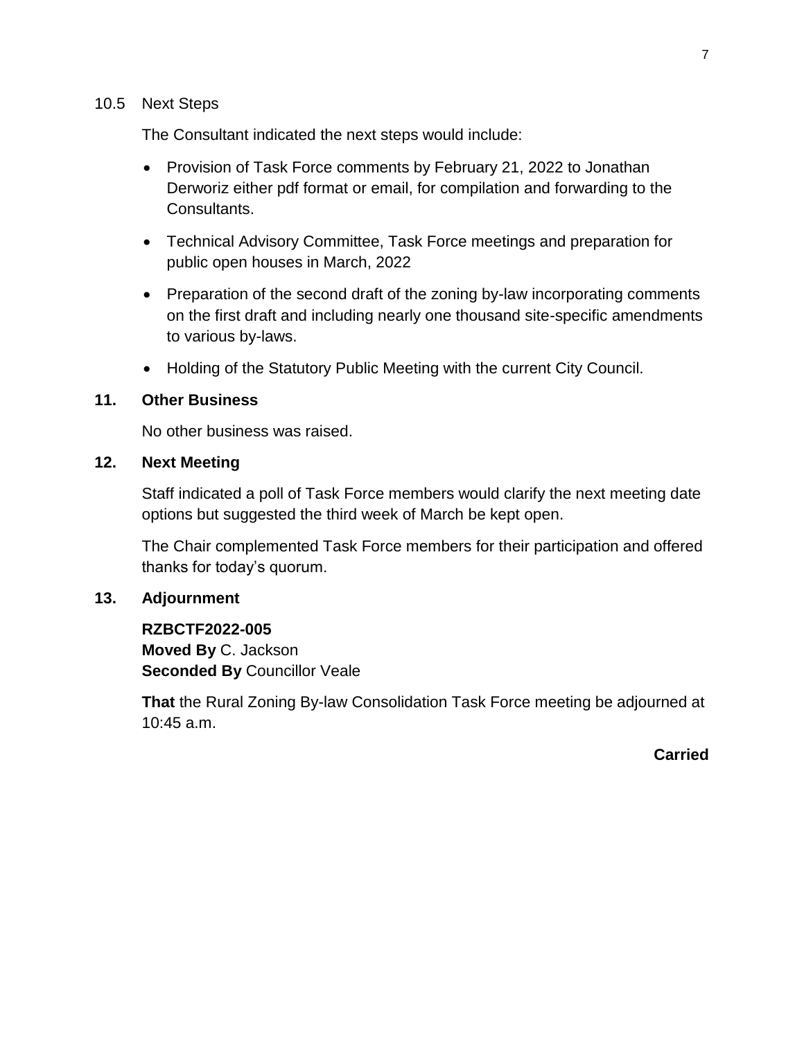### 10.5 Next Steps

The Consultant indicated the next steps would include:

- Provision of Task Force comments by February 21, 2022 to Jonathan Derworiz either pdf format or email, for compilation and forwarding to the Consultants.
- Technical Advisory Committee, Task Force meetings and preparation for public open houses in March, 2022
- Preparation of the second draft of the zoning by-law incorporating comments on the first draft and including nearly one thousand site-specific amendments to various by-laws.
- Holding of the Statutory Public Meeting with the current City Council.

## 11. Other Business

No other business was raised.

## 12. Next Meeting

Staff indicated a poll of Task Force members would clarify the next meeting date options but suggested the third week of March be kept open.

The Chair complemented Task Force members for their participation and offered thanks for today's quorum.

## 13. Adjournment

**RZBCTF2022-005**
**Moved By** C. Jackson
**Seconded By** Councillor Veale

**That** the Rural Zoning By-law Consolidation Task Force meeting be adjourned at 10:45 a.m.

**Carried**